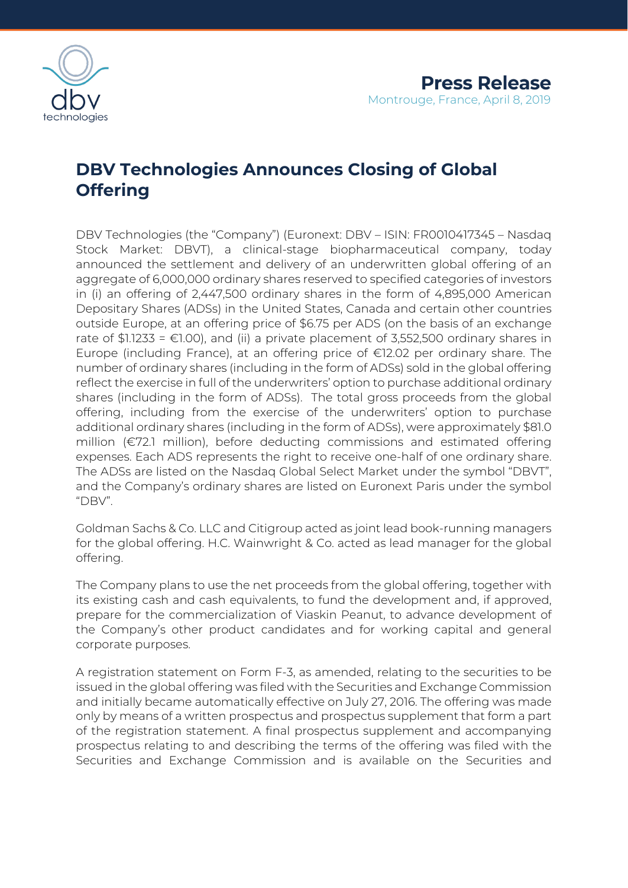**Press Release**
Montrouge, France, April 8, 2019

# DBV Technologies Announces Closing of Global Offering

DBV Technologies (the "Company") (Euronext: DBV – ISIN: FR0010417345 – Nasdaq Stock Market: DBVT), a clinical-stage biopharmaceutical company, today announced the settlement and delivery of an underwritten global offering of an aggregate of 6,000,000 ordinary shares reserved to specified categories of investors in (i) an offering of 2,447,500 ordinary shares in the form of 4,895,000 American Depositary Shares (ADSs) in the United States, Canada and certain other countries outside Europe, at an offering price of $6.75 per ADS (on the basis of an exchange rate of $1.1233 = €1.00), and (ii) a private placement of 3,552,500 ordinary shares in Europe (including France), at an offering price of €12.02 per ordinary share. The number of ordinary shares (including in the form of ADSs) sold in the global offering reflect the exercise in full of the underwriters' option to purchase additional ordinary shares (including in the form of ADSs). The total gross proceeds from the global offering, including from the exercise of the underwriters' option to purchase additional ordinary shares (including in the form of ADSs), were approximately $81.0 million (€72.1 million), before deducting commissions and estimated offering expenses. Each ADS represents the right to receive one-half of one ordinary share. The ADSs are listed on the Nasdaq Global Select Market under the symbol "DBVT", and the Company's ordinary shares are listed on Euronext Paris under the symbol "DBV".

Goldman Sachs & Co. LLC and Citigroup acted as joint lead book-running managers for the global offering. H.C. Wainwright & Co. acted as lead manager for the global offering.

The Company plans to use the net proceeds from the global offering, together with its existing cash and cash equivalents, to fund the development and, if approved, prepare for the commercialization of Viaskin Peanut, to advance development of the Company's other product candidates and for working capital and general corporate purposes.

A registration statement on Form F-3, as amended, relating to the securities to be issued in the global offering was filed with the Securities and Exchange Commission and initially became automatically effective on July 27, 2016. The offering was made only by means of a written prospectus and prospectus supplement that form a part of the registration statement. A final prospectus supplement and accompanying prospectus relating to and describing the terms of the offering was filed with the Securities and Exchange Commission and is available on the Securities and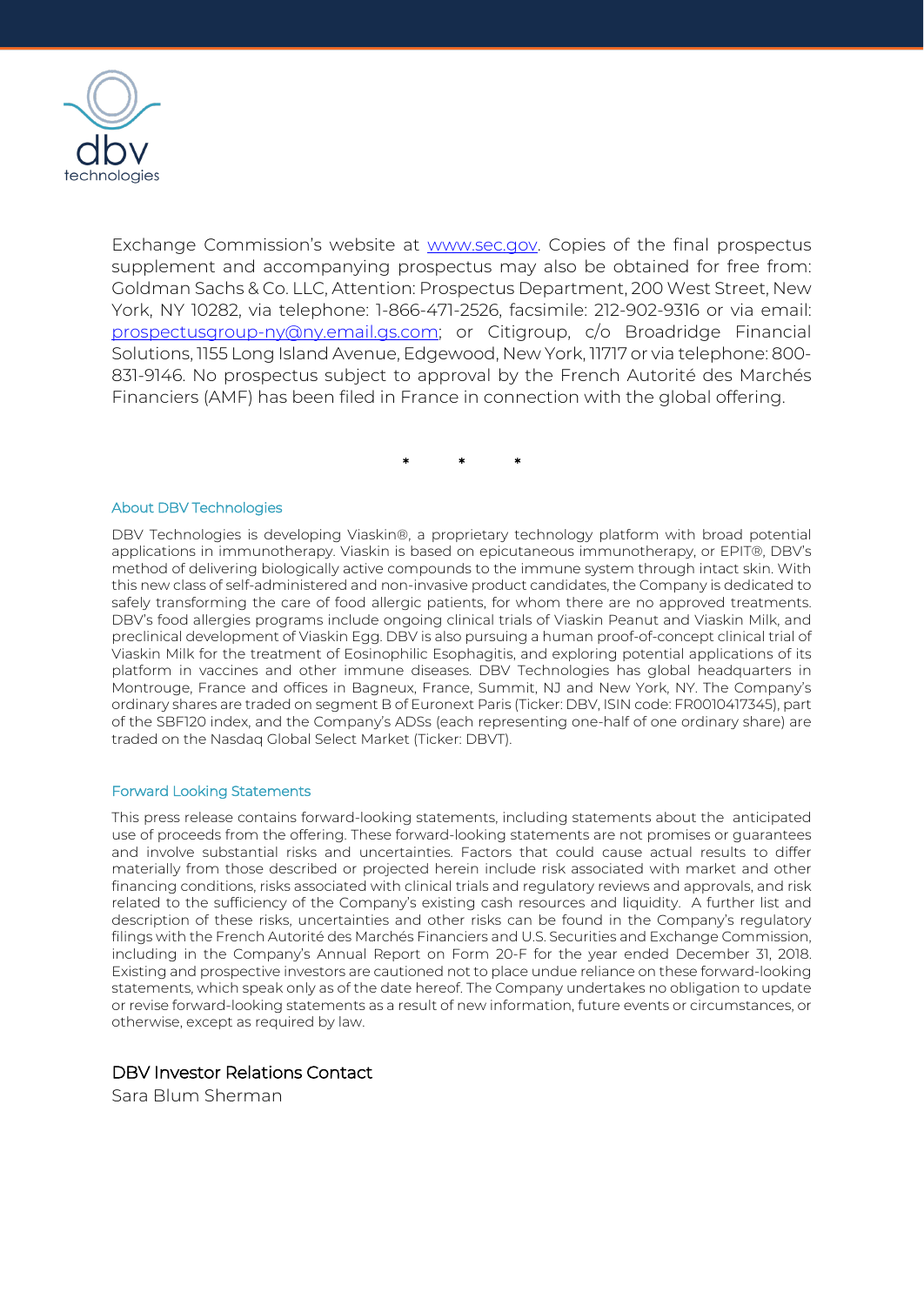Exchange Commission's website at www.sec.gov. Copies of the final prospectus supplement and accompanying prospectus may also be obtained for free from: Goldman Sachs & Co. LLC, Attention: Prospectus Department, 200 West Street, New York, NY 10282, via telephone: 1-866-471-2526, facsimile: 212-902-9316 or via email: prospectusgroup-ny@ny.email.gs.com; or Citigroup, c/o Broadridge Financial Solutions, 1155 Long Island Avenue, Edgewood, New York, 11717 or via telephone: 800-831-9146. No prospectus subject to approval by the French Autorité des Marchés Financiers (AMF) has been filed in France in connection with the global offering.

\*　　\*　　\*

## About DBV Technologies

DBV Technologies is developing Viaskin®, a proprietary technology platform with broad potential applications in immunotherapy. Viaskin is based on epicutaneous immunotherapy, or EPIT®, DBV's method of delivering biologically active compounds to the immune system through intact skin. With this new class of self-administered and non-invasive product candidates, the Company is dedicated to safely transforming the care of food allergic patients, for whom there are no approved treatments. DBV's food allergies programs include ongoing clinical trials of Viaskin Peanut and Viaskin Milk, and preclinical development of Viaskin Egg. DBV is also pursuing a human proof-of-concept clinical trial of Viaskin Milk for the treatment of Eosinophilic Esophagitis, and exploring potential applications of its platform in vaccines and other immune diseases. DBV Technologies has global headquarters in Montrouge, France and offices in Bagneux, France, Summit, NJ and New York, NY. The Company's ordinary shares are traded on segment B of Euronext Paris (Ticker: DBV, ISIN code: FR0010417345), part of the SBF120 index, and the Company's ADSs (each representing one-half of one ordinary share) are traded on the Nasdaq Global Select Market (Ticker: DBVT).

## Forward Looking Statements

This press release contains forward-looking statements, including statements about the anticipated use of proceeds from the offering. These forward-looking statements are not promises or guarantees and involve substantial risks and uncertainties. Factors that could cause actual results to differ materially from those described or projected herein include risk associated with market and other financing conditions, risks associated with clinical trials and regulatory reviews and approvals, and risk related to the sufficiency of the Company's existing cash resources and liquidity. A further list and description of these risks, uncertainties and other risks can be found in the Company's regulatory filings with the French Autorité des Marchés Financiers and U.S. Securities and Exchange Commission, including in the Company's Annual Report on Form 20-F for the year ended December 31, 2018. Existing and prospective investors are cautioned not to place undue reliance on these forward-looking statements, which speak only as of the date hereof. The Company undertakes no obligation to update or revise forward-looking statements as a result of new information, future events or circumstances, or otherwise, except as required by law.

## DBV Investor Relations Contact

Sara Blum Sherman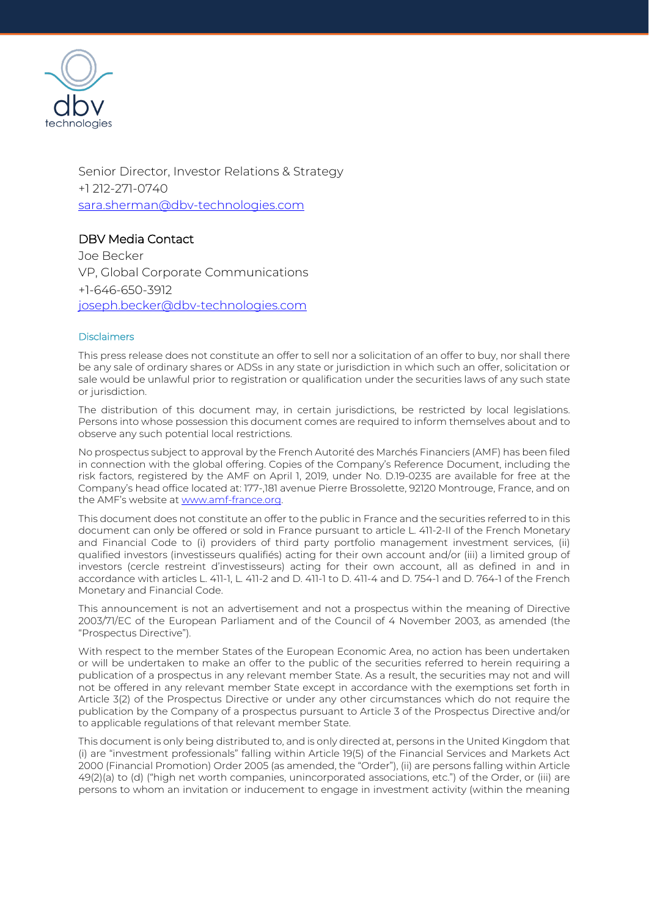Senior Director, Investor Relations & Strategy
+1 212-271-0740
sara.sherman@dbv-technologies.com

DBV Media Contact
Joe Becker
VP, Global Corporate Communications
+1-646-650-3912
joseph.becker@dbv-technologies.com

### Disclaimers

This press release does not constitute an offer to sell nor a solicitation of an offer to buy, nor shall there be any sale of ordinary shares or ADSs in any state or jurisdiction in which such an offer, solicitation or sale would be unlawful prior to registration or qualification under the securities laws of any such state or jurisdiction.

The distribution of this document may, in certain jurisdictions, be restricted by local legislations. Persons into whose possession this document comes are required to inform themselves about and to observe any such potential local restrictions.

No prospectus subject to approval by the French Autorité des Marchés Financiers (AMF) has been filed in connection with the global offering. Copies of the Company's Reference Document, including the risk factors, registered by the AMF on April 1, 2019, under No. D.19-0235 are available for free at the Company's head office located at: 177-,181 avenue Pierre Brossolette, 92120 Montrouge, France, and on the AMF's website at www.amf-france.org.

This document does not constitute an offer to the public in France and the securities referred to in this document can only be offered or sold in France pursuant to article L. 411-2-II of the French Monetary and Financial Code to (i) providers of third party portfolio management investment services, (ii) qualified investors (investisseurs qualifiés) acting for their own account and/or (iii) a limited group of investors (cercle restreint d'investisseurs) acting for their own account, all as defined in and in accordance with articles L. 411-1, L. 411-2 and D. 411-1 to D. 411-4 and D. 754-1 and D. 764-1 of the French Monetary and Financial Code.

This announcement is not an advertisement and not a prospectus within the meaning of Directive 2003/71/EC of the European Parliament and of the Council of 4 November 2003, as amended (the "Prospectus Directive").

With respect to the member States of the European Economic Area, no action has been undertaken or will be undertaken to make an offer to the public of the securities referred to herein requiring a publication of a prospectus in any relevant member State. As a result, the securities may not and will not be offered in any relevant member State except in accordance with the exemptions set forth in Article 3(2) of the Prospectus Directive or under any other circumstances which do not require the publication by the Company of a prospectus pursuant to Article 3 of the Prospectus Directive and/or to applicable regulations of that relevant member State.

This document is only being distributed to, and is only directed at, persons in the United Kingdom that (i) are "investment professionals" falling within Article 19(5) of the Financial Services and Markets Act 2000 (Financial Promotion) Order 2005 (as amended, the "Order"), (ii) are persons falling within Article 49(2)(a) to (d) ("high net worth companies, unincorporated associations, etc.") of the Order, or (iii) are persons to whom an invitation or inducement to engage in investment activity (within the meaning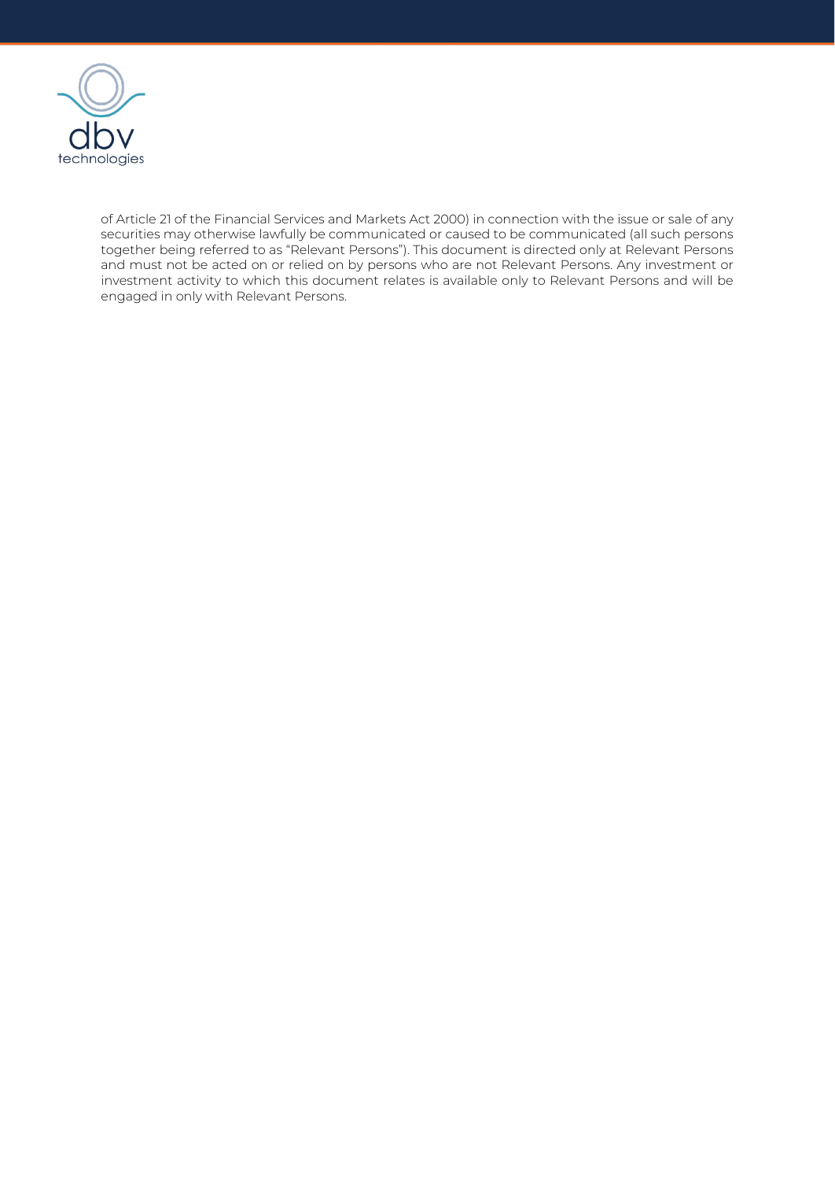of Article 21 of the Financial Services and Markets Act 2000) in connection with the issue or sale of any securities may otherwise lawfully be communicated or caused to be communicated (all such persons together being referred to as "Relevant Persons"). This document is directed only at Relevant Persons and must not be acted on or relied on by persons who are not Relevant Persons. Any investment or investment activity to which this document relates is available only to Relevant Persons and will be engaged in only with Relevant Persons.